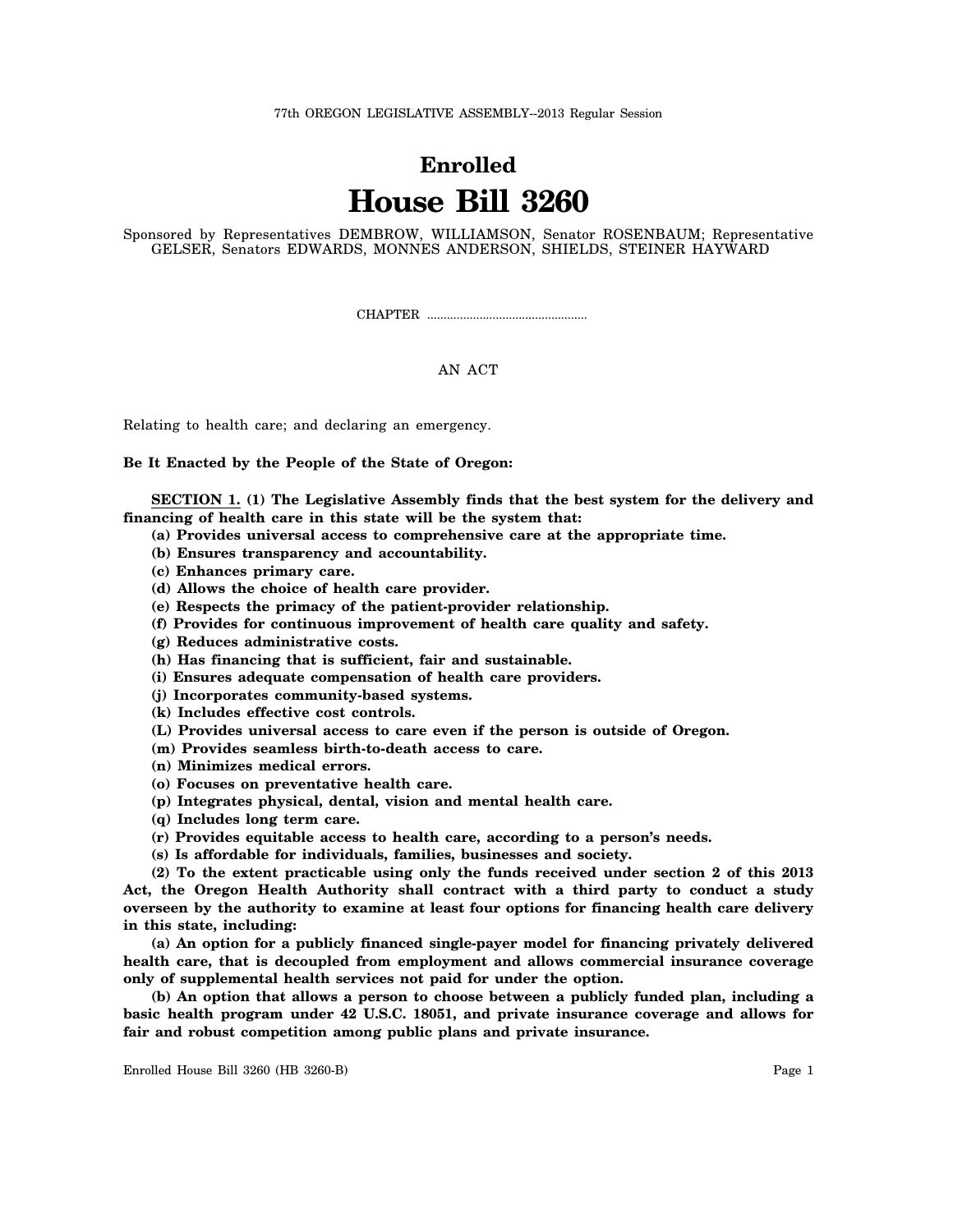77th OREGON LEGISLATIVE ASSEMBLY--2013 Regular Session

# Enrolled
# House Bill 3260

Sponsored by Representatives DEMBROW, WILLIAMSON, Senator ROSENBAUM; Representative GELSER, Senators EDWARDS, MONNES ANDERSON, SHIELDS, STEINER HAYWARD

CHAPTER .................................................

AN ACT

Relating to health care; and declaring an emergency.

**Be It Enacted by the People of the State of Oregon:**

**SECTION 1. (1) The Legislative Assembly finds that the best system for the delivery and financing of health care in this state will be the system that:**

**(a) Provides universal access to comprehensive care at the appropriate time.**

**(b) Ensures transparency and accountability.**

**(c) Enhances primary care.**

**(d) Allows the choice of health care provider.**

**(e) Respects the primacy of the patient-provider relationship.**

**(f) Provides for continuous improvement of health care quality and safety.**

**(g) Reduces administrative costs.**

**(h) Has financing that is sufficient, fair and sustainable.**

**(i) Ensures adequate compensation of health care providers.**

**(j) Incorporates community-based systems.**

**(k) Includes effective cost controls.**

**(L) Provides universal access to care even if the person is outside of Oregon.**

**(m) Provides seamless birth-to-death access to care.**

**(n) Minimizes medical errors.**

**(o) Focuses on preventative health care.**

**(p) Integrates physical, dental, vision and mental health care.**

**(q) Includes long term care.**

**(r) Provides equitable access to health care, according to a person's needs.**

**(s) Is affordable for individuals, families, businesses and society.**

**(2) To the extent practicable using only the funds received under section 2 of this 2013 Act, the Oregon Health Authority shall contract with a third party to conduct a study overseen by the authority to examine at least four options for financing health care delivery in this state, including:**

**(a) An option for a publicly financed single-payer model for financing privately delivered health care, that is decoupled from employment and allows commercial insurance coverage only of supplemental health services not paid for under the option.**

**(b) An option that allows a person to choose between a publicly funded plan, including a basic health program under 42 U.S.C. 18051, and private insurance coverage and allows for fair and robust competition among public plans and private insurance.**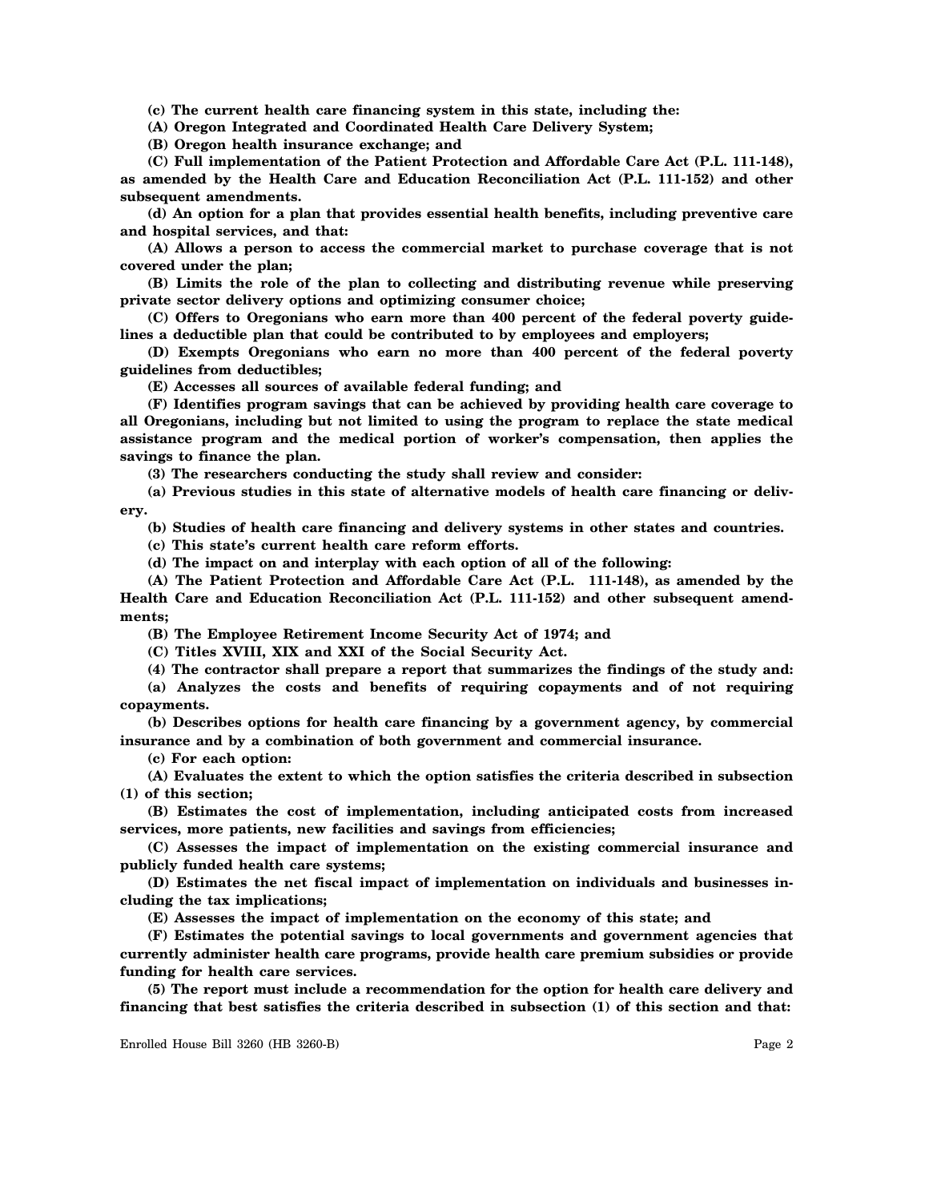**(c) The current health care financing system in this state, including the:**

**(A) Oregon Integrated and Coordinated Health Care Delivery System;**

**(B) Oregon health insurance exchange; and**

**(C) Full implementation of the Patient Protection and Affordable Care Act (P.L. 111-148), as amended by the Health Care and Education Reconciliation Act (P.L. 111-152) and other subsequent amendments.**

**(d) An option for a plan that provides essential health benefits, including preventive care and hospital services, and that:**

**(A) Allows a person to access the commercial market to purchase coverage that is not covered under the plan;**

**(B) Limits the role of the plan to collecting and distributing revenue while preserving private sector delivery options and optimizing consumer choice;**

**(C) Offers to Oregonians who earn more than 400 percent of the federal poverty guidelines a deductible plan that could be contributed to by employees and employers;**

**(D) Exempts Oregonians who earn no more than 400 percent of the federal poverty guidelines from deductibles;**

**(E) Accesses all sources of available federal funding; and**

**(F) Identifies program savings that can be achieved by providing health care coverage to all Oregonians, including but not limited to using the program to replace the state medical assistance program and the medical portion of worker's compensation, then applies the savings to finance the plan.**

**(3) The researchers conducting the study shall review and consider:**

**(a) Previous studies in this state of alternative models of health care financing or delivery.**

**(b) Studies of health care financing and delivery systems in other states and countries.**

**(c) This state's current health care reform efforts.**

**(d) The impact on and interplay with each option of all of the following:**

**(A) The Patient Protection and Affordable Care Act (P.L. 111-148), as amended by the Health Care and Education Reconciliation Act (P.L. 111-152) and other subsequent amendments;**

**(B) The Employee Retirement Income Security Act of 1974; and**

**(C) Titles XVIII, XIX and XXI of the Social Security Act.**

**(4) The contractor shall prepare a report that summarizes the findings of the study and:**

**(a) Analyzes the costs and benefits of requiring copayments and of not requiring copayments.**

**(b) Describes options for health care financing by a government agency, by commercial insurance and by a combination of both government and commercial insurance.**

**(c) For each option:**

**(A) Evaluates the extent to which the option satisfies the criteria described in subsection (1) of this section;**

**(B) Estimates the cost of implementation, including anticipated costs from increased services, more patients, new facilities and savings from efficiencies;**

**(C) Assesses the impact of implementation on the existing commercial insurance and publicly funded health care systems;**

**(D) Estimates the net fiscal impact of implementation on individuals and businesses including the tax implications;**

**(E) Assesses the impact of implementation on the economy of this state; and**

**(F) Estimates the potential savings to local governments and government agencies that currently administer health care programs, provide health care premium subsidies or provide funding for health care services.**

**(5) The report must include a recommendation for the option for health care delivery and financing that best satisfies the criteria described in subsection (1) of this section and that:**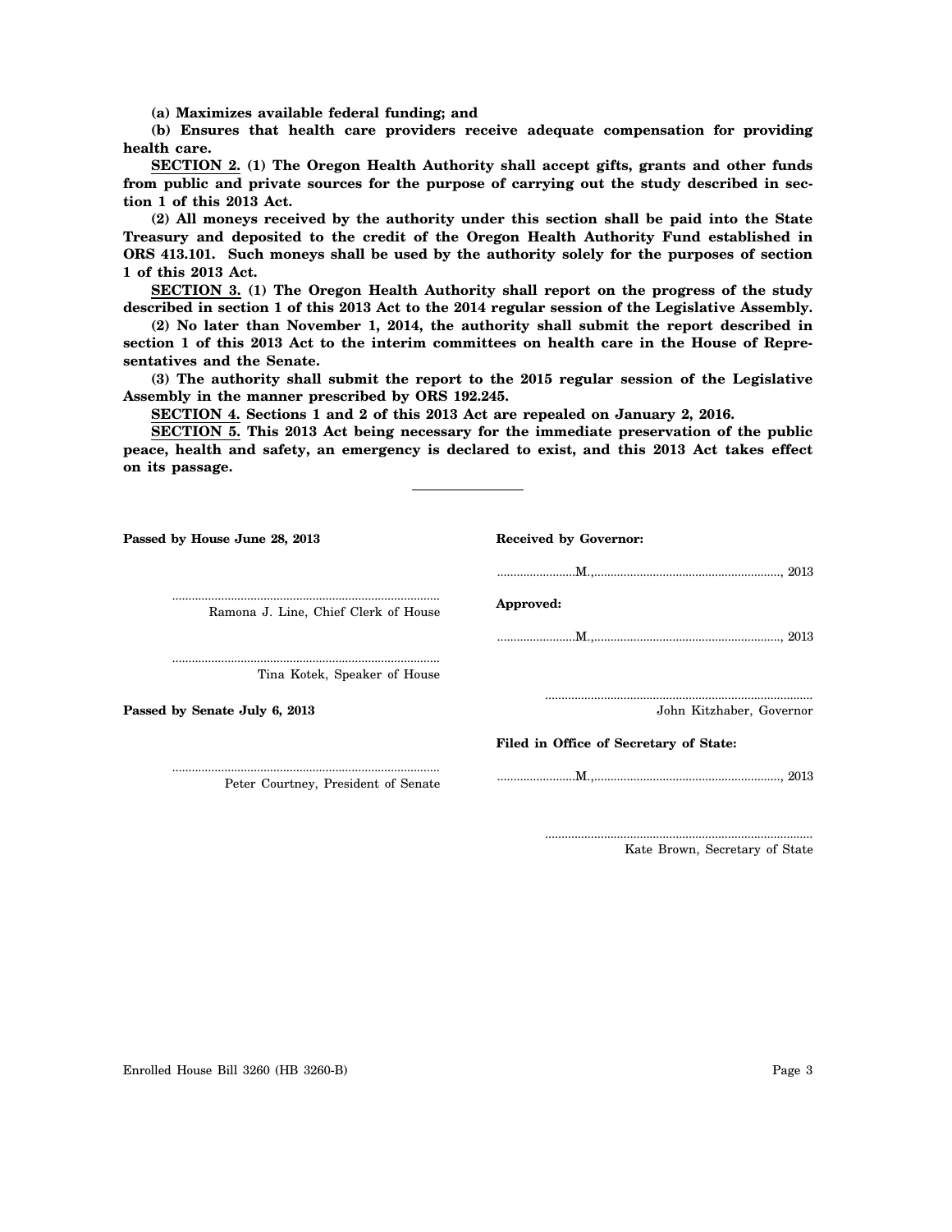**(a) Maximizes available federal funding; and**

**(b) Ensures that health care providers receive adequate compensation for providing health care.**

**SECTION 2. (1) The Oregon Health Authority shall accept gifts, grants and other funds from public and private sources for the purpose of carrying out the study described in section 1 of this 2013 Act.**

**(2) All moneys received by the authority under this section shall be paid into the State Treasury and deposited to the credit of the Oregon Health Authority Fund established in ORS 413.101. Such moneys shall be used by the authority solely for the purposes of section 1 of this 2013 Act.**

**SECTION 3. (1) The Oregon Health Authority shall report on the progress of the study described in section 1 of this 2013 Act to the 2014 regular session of the Legislative Assembly.**

**(2) No later than November 1, 2014, the authority shall submit the report described in section 1 of this 2013 Act to the interim committees on health care in the House of Representatives and the Senate.**

**(3) The authority shall submit the report to the 2015 regular session of the Legislative Assembly in the manner prescribed by ORS 192.245.**

**SECTION 4. Sections 1 and 2 of this 2013 Act are repealed on January 2, 2016.**

**SECTION 5. This 2013 Act being necessary for the immediate preservation of the public peace, health and safety, an emergency is declared to exist, and this 2013 Act takes effect on its passage.**

---

**Passed by House June 28, 2013**

..................................................................................
Ramona J. Line, Chief Clerk of House

..................................................................................
Tina Kotek, Speaker of House

**Passed by Senate July 6, 2013**

..................................................................................
Peter Courtney, President of Senate

**Received by Governor:**

........................M.,........................................................., 2013

**Approved:**

........................M.,........................................................., 2013

..................................................................................
John Kitzhaber, Governor

**Filed in Office of Secretary of State:**

........................M.,........................................................., 2013

..................................................................................
Kate Brown, Secretary of State

Enrolled House Bill 3260 (HB 3260-B)